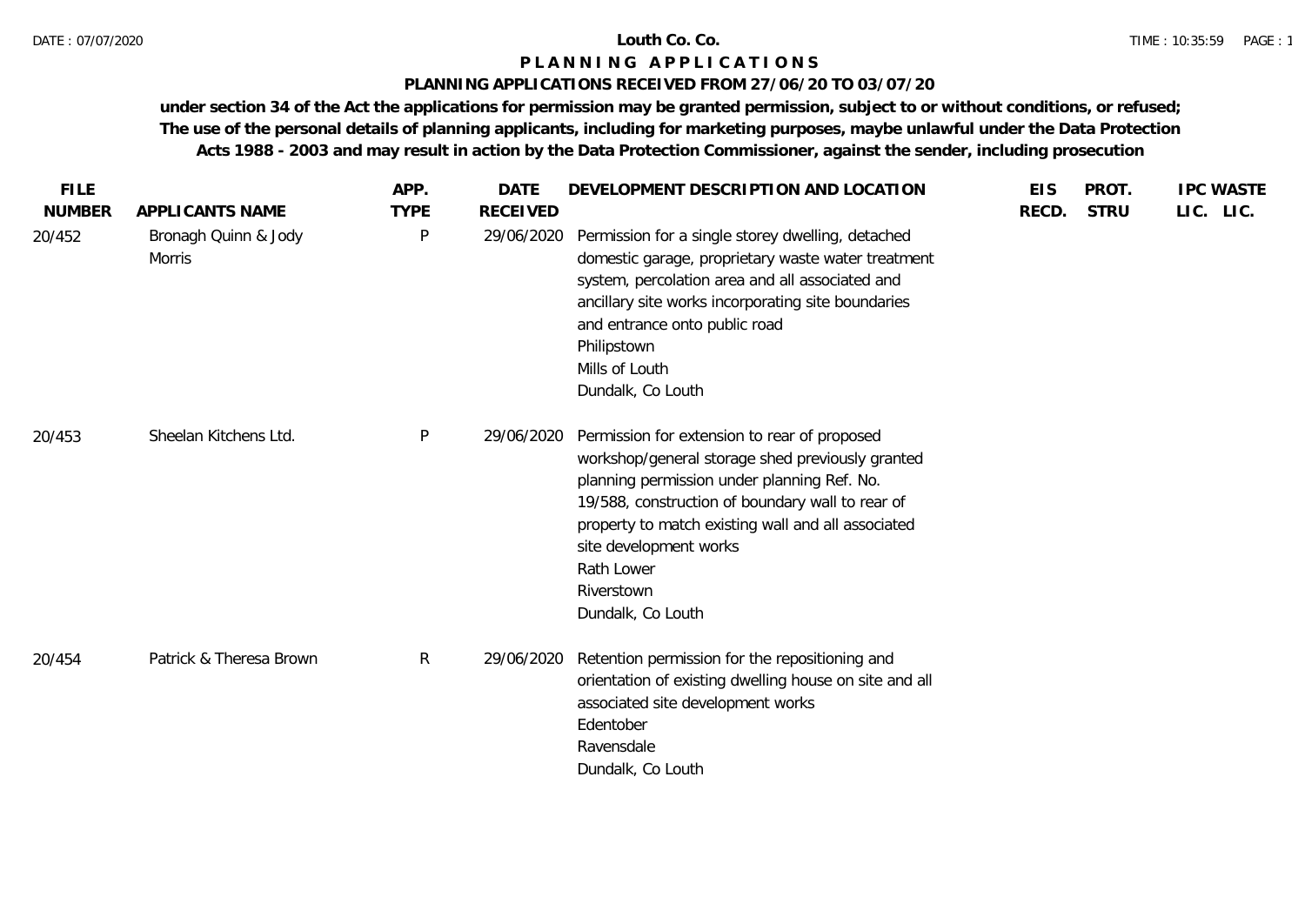# Louth Co. Co.

## PLANNING APPLICATIONS

### PLANNING APPLICATIONS RECEIVED FROM 27/06/20 TO 03/07/20

**under section 34 of the Act the applications for permission may be granted permission, subject to or without conditions, or refused; The use of the personal details of planning applicants, including for marketing purposes, maybe unlawful under the Data Protection Acts 1988 - 2003 and may result in action by the Data Protection Commissioner, against the sender, including prosecution**

| FILE NUMBER | APPLICANTS NAME | APP. TYPE | DATE RECEIVED | DEVELOPMENT DESCRIPTION AND LOCATION | EIS RECD. | PROT. STRU | IPC LIC. | WASTE LIC. |
|---|---|---|---|---|---|---|---|---|
| 20/452 | Bronagh Quinn & Jody Morris | P | 29/06/2020 | Permission for a single storey dwelling, detached domestic garage, proprietary waste water treatment system, percolation area and all associated and ancillary site works incorporating site boundaries and entrance onto public road<br>Philipstown<br>Mills of Louth<br>Dundalk, Co Louth | | | | |
| 20/453 | Sheelan Kitchens Ltd. | P | 29/06/2020 | Permission for extension to rear of proposed workshop/general storage shed previously granted planning permission under planning Ref. No. 19/588, construction of boundary wall to rear of property to match existing wall and all associated site development works<br>Rath Lower<br>Riverstown<br>Dundalk, Co Louth | | | | |
| 20/454 | Patrick & Theresa Brown | R | 29/06/2020 | Retention permission for the repositioning and orientation of existing dwelling house on site and all associated site development works<br>Edentober<br>Ravensdale<br>Dundalk, Co Louth | | | | |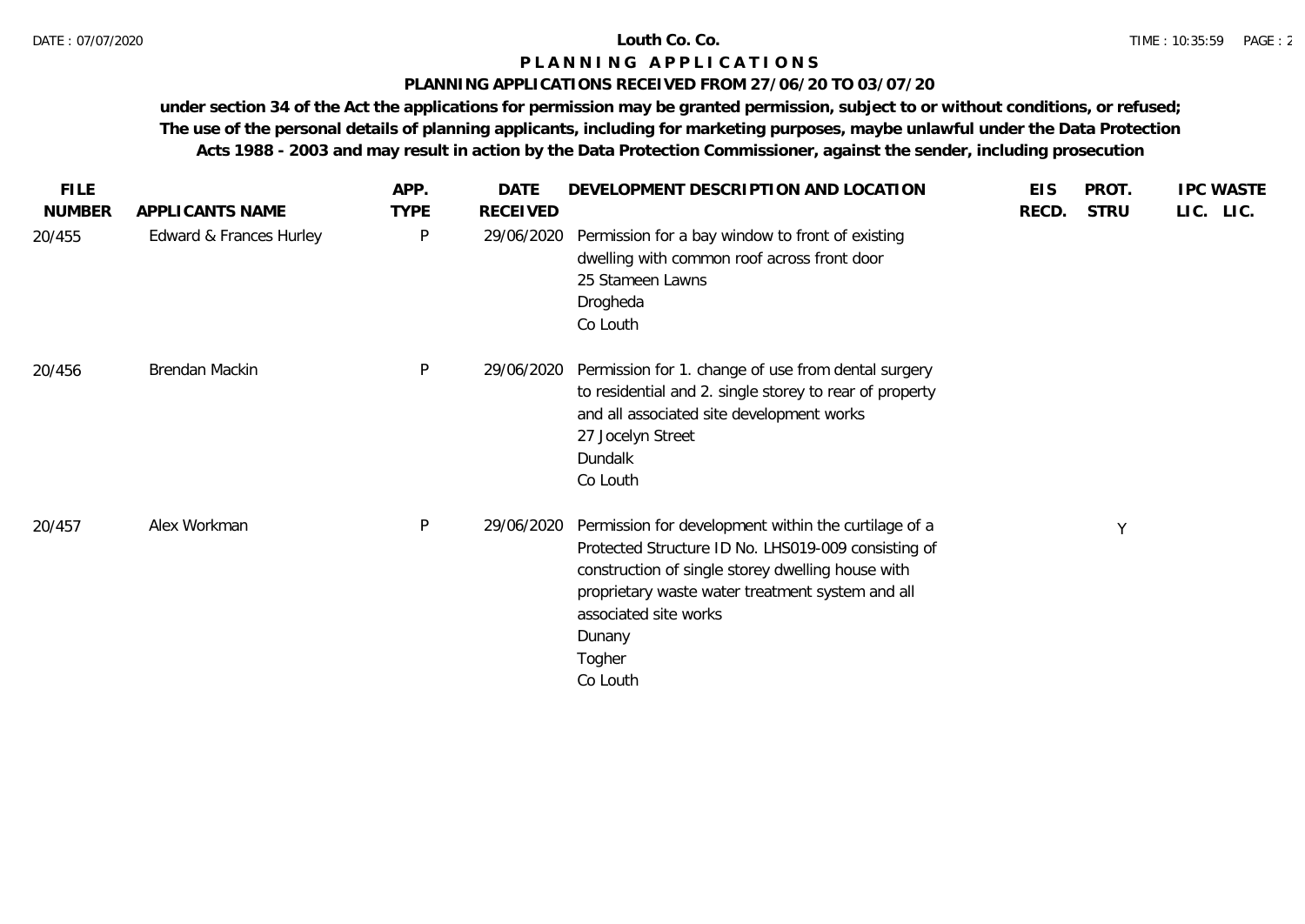**Louth Co. Co.**

**P L A N N I N G   A P P L I C A T I O N S**

**PLANNING APPLICATIONS RECEIVED FROM 27/06/20 TO 03/07/20**

**under section 34 of the Act the applications for permission may be granted permission, subject to or without conditions, or refused; The use of the personal details of planning applicants, including for marketing purposes, maybe unlawful under the Data Protection Acts 1988 - 2003 and may result in action by the Data Protection Commissioner, against the sender, including prosecution**

| FILE NUMBER | APPLICANTS NAME | APP. TYPE | DATE RECEIVED | DEVELOPMENT DESCRIPTION AND LOCATION | EIS RECD. | PROT. STRU | IPC LIC. | WASTE LIC. |
|---|---|---|---|---|---|---|---|---|
| 20/455 | Edward & Frances Hurley | P | 29/06/2020 | Permission for a bay window to front of existing dwelling with common roof across front door<br>25 Stameen Lawns<br>Drogheda<br>Co Louth | | | | |
| 20/456 | Brendan Mackin | P | 29/06/2020 | Permission for 1. change of use from dental surgery to residential and 2. single storey to rear of property and all associated site development works<br>27 Jocelyn Street<br>Dundalk<br>Co Louth | | | | |
| 20/457 | Alex Workman | P | 29/06/2020 | Permission for development within the curtilage of a Protected Structure ID No. LHS019-009 consisting of construction of single storey dwelling house with proprietary waste water treatment system and all associated site works<br>Dunany<br>Togher<br>Co Louth | | Y | | |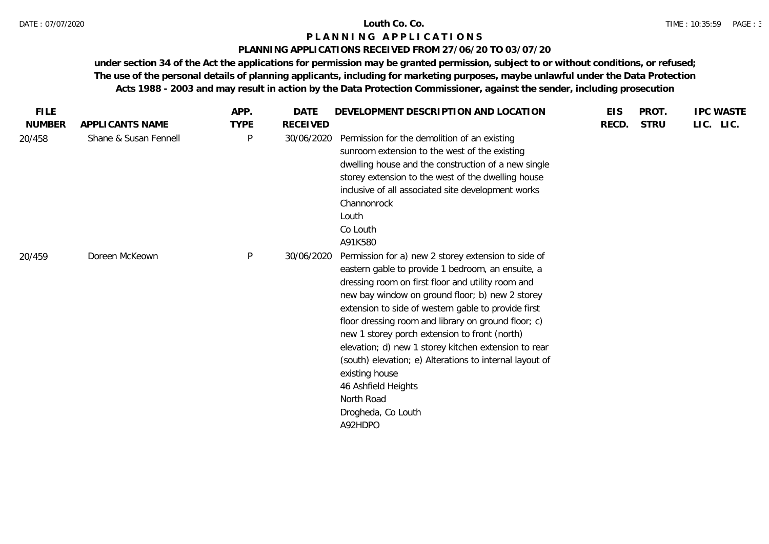# Louth Co. Co.

## PLANNING APPLICATIONS

### PLANNING APPLICATIONS RECEIVED FROM 27/06/20 TO 03/07/20

**under section 34 of the Act the applications for permission may be granted permission, subject to or without conditions, or refused; The use of the personal details of planning applicants, including for marketing purposes, maybe unlawful under the Data Protection Acts 1988 - 2003 and may result in action by the Data Protection Commissioner, against the sender, including prosecution**

| FILE NUMBER | APPLICANTS NAME | APP. TYPE | DATE RECEIVED | DEVELOPMENT DESCRIPTION AND LOCATION | EIS RECD. | PROT. STRU | IPC LIC. | WASTE LIC. |
|---|---|---|---|---|---|---|---|---|
| 20/458 | Shane & Susan Fennell | P | 30/06/2020 | Permission for the demolition of an existing sunroom extension to the west of the existing dwelling house and the construction of a new single storey extension to the west of the dwelling house inclusive of all associated site development works<br>Channonrock<br>Louth<br>Co Louth<br>A91K580 | | | | |
| 20/459 | Doreen McKeown | P | 30/06/2020 | Permission for a) new 2 storey extension to side of eastern gable to provide 1 bedroom, an ensuite, a dressing room on first floor and utility room and new bay window on ground floor; b) new 2 storey extension to side of western gable to provide first floor dressing room and library on ground floor; c) new 1 storey porch extension to front (north) elevation; d) new 1 storey kitchen extension to rear (south) elevation; e) Alterations to internal layout of existing house<br>46 Ashfield Heights<br>North Road<br>Drogheda, Co Louth<br>A92HDPO | | | | |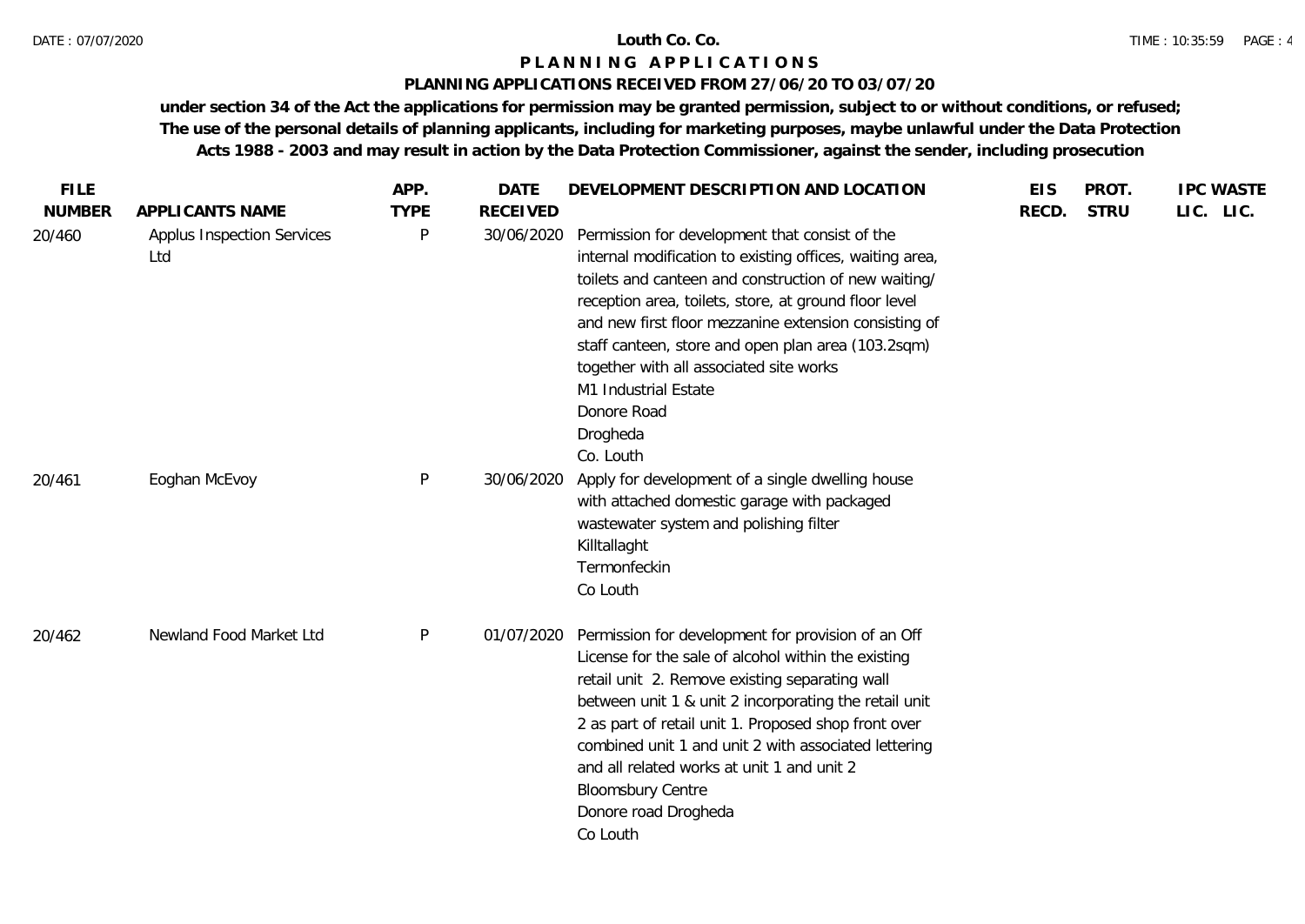**Louth Co. Co.**

**P L A N N I N G   A P P L I C A T I O N S**

**PLANNING APPLICATIONS RECEIVED FROM 27/06/20 TO 03/07/20**

**under section 34 of the Act the applications for permission may be granted permission, subject to or without conditions, or refused; The use of the personal details of planning applicants, including for marketing purposes, maybe unlawful under the Data Protection Acts 1988 - 2003 and may result in action by the Data Protection Commissioner, against the sender, including prosecution**

| FILE NUMBER | APPLICANTS NAME | APP. TYPE | DATE RECEIVED | DEVELOPMENT DESCRIPTION AND LOCATION | EIS RECD. | PROT. STRU | IPC LIC. | WASTE LIC. |
|---|---|---|---|---|---|---|---|---|
| 20/460 | Applus Inspection Services Ltd | P | 30/06/2020 | Permission for development that consist of the internal modification to existing offices, waiting area, toilets and canteen and construction of new waiting/ reception area, toilets, store, at ground floor level and new first floor mezzanine extension consisting of staff canteen, store and open plan area (103.2sqm) together with all associated site works<br>M1 Industrial Estate<br>Donore Road<br>Drogheda<br>Co. Louth | | | | |
| 20/461 | Eoghan McEvoy | P | 30/06/2020 | Apply for development of a single dwelling house with attached domestic garage with packaged wastewater system and polishing filter<br>Killtallaght<br>Termonfeckin<br>Co Louth | | | | |
| 20/462 | Newland Food Market Ltd | P | 01/07/2020 | Permission for development for provision of an Off License for the sale of alcohol within the existing retail unit 2. Remove existing separating wall between unit 1 & unit 2 incorporating the retail unit 2 as part of retail unit 1. Proposed shop front over combined unit 1 and unit 2 with associated lettering and all related works at unit 1 and unit 2<br>Bloomsbury Centre<br>Donore road Drogheda<br>Co Louth | | | | |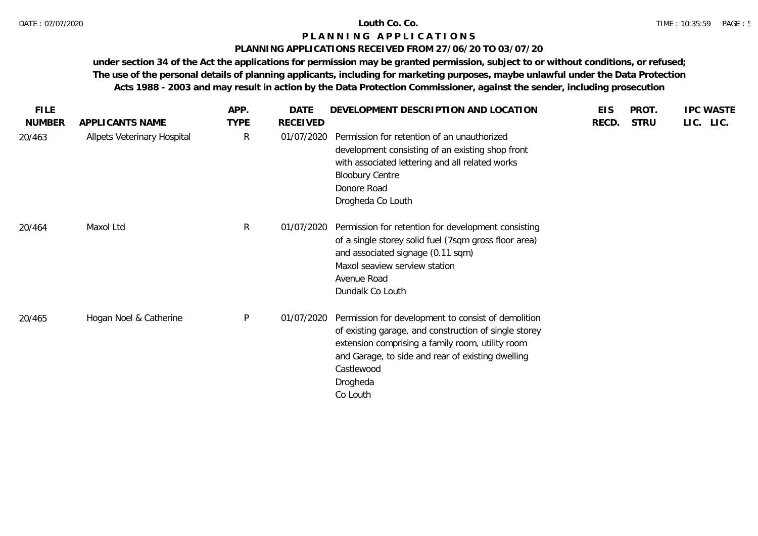# Louth Co. Co.

## P L A N N I N G   A P P L I C A T I O N S

### PLANNING APPLICATIONS RECEIVED FROM 27/06/20 TO 03/07/20

**under section 34 of the Act the applications for permission may be granted permission, subject to or without conditions, or refused; The use of the personal details of planning applicants, including for marketing purposes, maybe unlawful under the Data Protection Acts 1988 - 2003 and may result in action by the Data Protection Commissioner, against the sender, including prosecution**

| FILE NUMBER | APPLICANTS NAME | APP. TYPE | DATE RECEIVED | DEVELOPMENT DESCRIPTION AND LOCATION | EIS RECD. | PROT. STRU | IPC LIC. | WASTE LIC. |
|---|---|---|---|---|---|---|---|---|
| 20/463 | Allpets Veterinary Hospital | R | 01/07/2020 | Permission for retention of an unauthorized development consisting of an existing shop front with associated lettering and all related works<br>Bloobury Centre<br>Donore Road<br>Drogheda Co Louth | | | | |
| 20/464 | Maxol Ltd | R | 01/07/2020 | Permission for retention for development consisting of a single storey solid fuel (7sqm gross floor area) and associated signage (0.11 sqm)<br>Maxol seaview serview station<br>Avenue Road<br>Dundalk Co Louth | | | | |
| 20/465 | Hogan Noel & Catherine | P | 01/07/2020 | Permission for development to consist of demolition of existing garage, and construction of single storey extension comprising a family room, utility room and Garage, to side and rear of existing dwelling<br>Castlewood<br>Drogheda<br>Co Louth | | | | |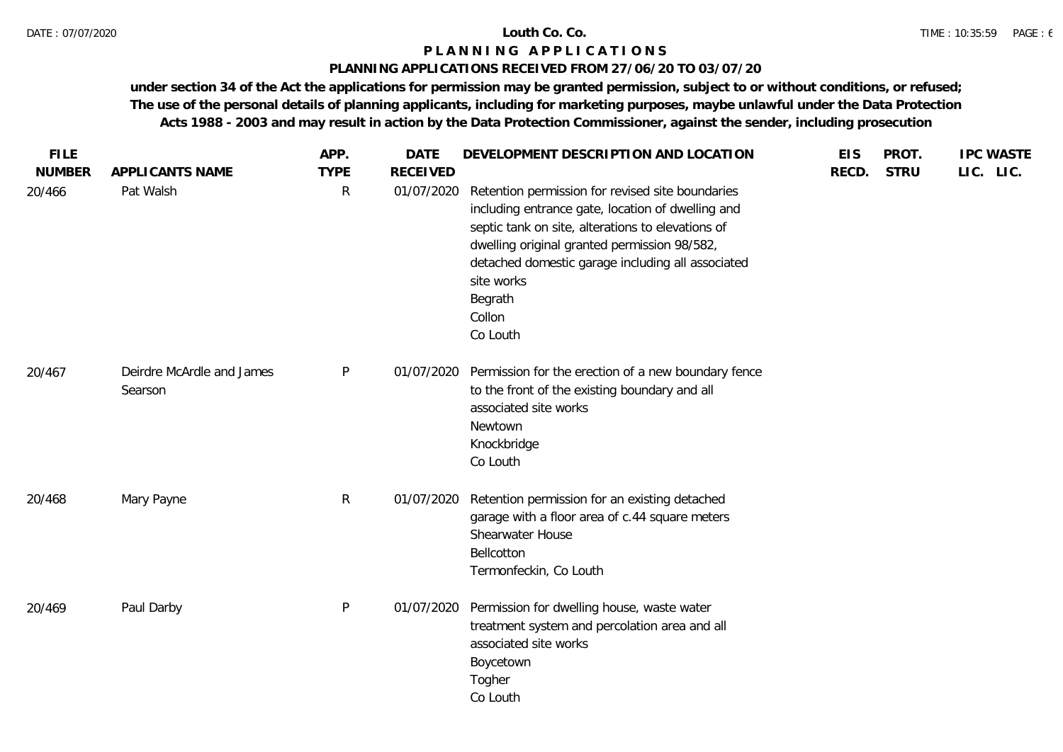**Louth Co. Co.**

# P L A N N I N G   A P P L I C A T I O N S

## PLANNING APPLICATIONS RECEIVED FROM 27/06/20 TO 03/07/20

**under section 34 of the Act the applications for permission may be granted permission, subject to or without conditions, or refused; The use of the personal details of planning applicants, including for marketing purposes, maybe unlawful under the Data Protection Acts 1988 - 2003 and may result in action by the Data Protection Commissioner, against the sender, including prosecution**

| FILE NUMBER | APPLICANTS NAME | APP. TYPE | DATE RECEIVED | DEVELOPMENT DESCRIPTION AND LOCATION | EIS RECD. | PROT. STRU | IPC LIC. | WASTE LIC. |
|---|---|---|---|---|---|---|---|---|
| 20/466 | Pat Walsh | R | 01/07/2020 | Retention permission for revised site boundaries including entrance gate, location of dwelling and septic tank on site, alterations to elevations of dwelling original granted permission 98/582, detached domestic garage including all associated site works<br>Begrath<br>Collon<br>Co Louth | | | | |
| 20/467 | Deirdre McArdle and James Searson | P | 01/07/2020 | Permission for the erection of a new boundary fence to the front of the existing boundary and all associated site works<br>Newtown<br>Knockbridge<br>Co Louth | | | | |
| 20/468 | Mary Payne | R | 01/07/2020 | Retention permission for an existing detached garage with a floor area of c.44 square meters<br>Shearwater House<br>Bellcotton<br>Termonfeckin, Co Louth | | | | |
| 20/469 | Paul Darby | P | 01/07/2020 | Permission for dwelling house, waste water treatment system and percolation area and all associated site works<br>Boycetown<br>Togher<br>Co Louth | | | | |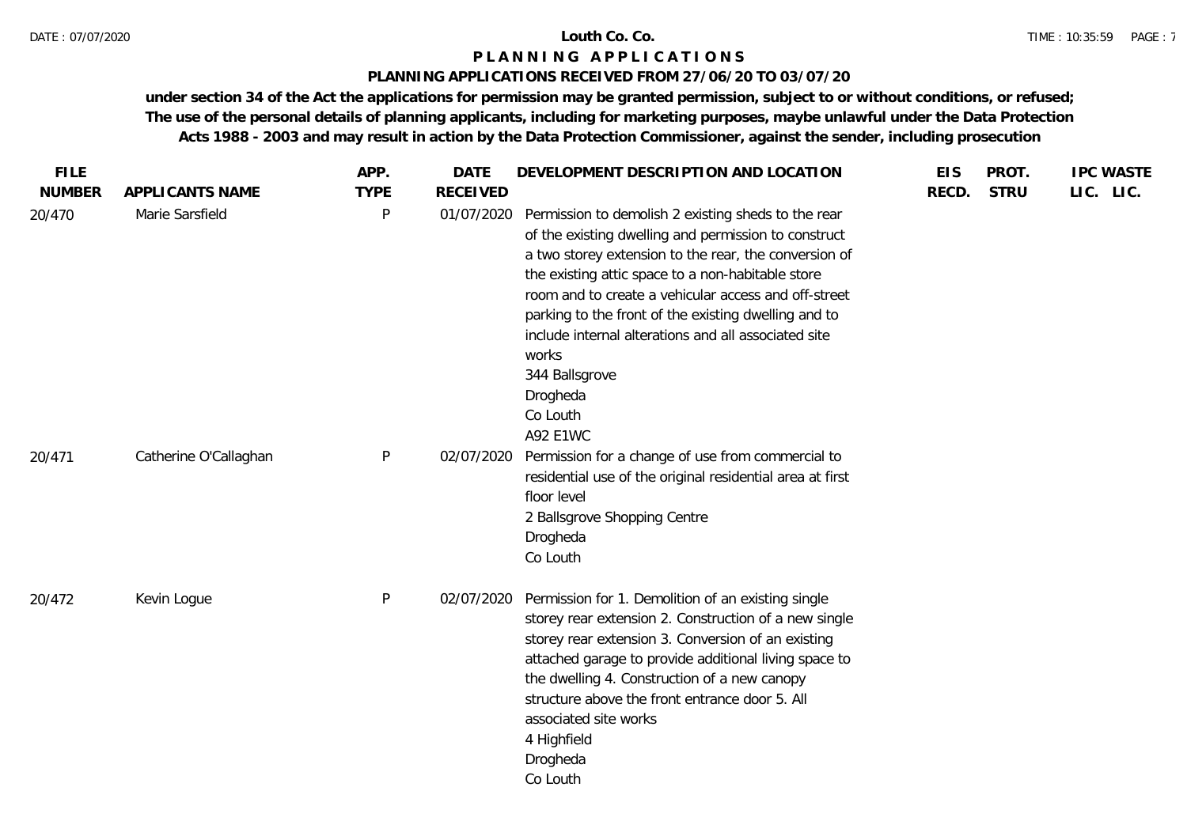**Louth Co. Co.**

# P L A N N I N G   A P P L I C A T I O N S

## PLANNING APPLICATIONS RECEIVED FROM 27/06/20 TO 03/07/20

**under section 34 of the Act the applications for permission may be granted permission, subject to or without conditions, or refused; The use of the personal details of planning applicants, including for marketing purposes, maybe unlawful under the Data Protection Acts 1988 - 2003 and may result in action by the Data Protection Commissioner, against the sender, including prosecution**

| FILE NUMBER | APPLICANTS NAME | APP. TYPE | DATE RECEIVED | DEVELOPMENT DESCRIPTION AND LOCATION | EIS RECD. | PROT. STRU | IPC LIC. | WASTE LIC. |
|---|---|---|---|---|---|---|---|---|
| 20/470 | Marie Sarsfield | P | 01/07/2020 | Permission to demolish 2 existing sheds to the rear of the existing dwelling and permission to construct a two storey extension to the rear, the conversion of the existing attic space to a non-habitable store room and to create a vehicular access and off-street parking to the front of the existing dwelling and to include internal alterations and all associated site works<br>344 Ballsgrove<br>Drogheda<br>Co Louth<br>A92 E1WC | | | | |
| 20/471 | Catherine O'Callaghan | P | 02/07/2020 | Permission for a change of use from commercial to residential use of the original residential area at first floor level<br>2 Ballsgrove Shopping Centre<br>Drogheda<br>Co Louth | | | | |
| 20/472 | Kevin Logue | P | 02/07/2020 | Permission for 1. Demolition of an existing single storey rear extension 2. Construction of a new single storey rear extension 3. Conversion of an existing attached garage to provide additional living space to the dwelling 4. Construction of a new canopy structure above the front entrance door 5. All associated site works<br>4 Highfield<br>Drogheda<br>Co Louth | | | | |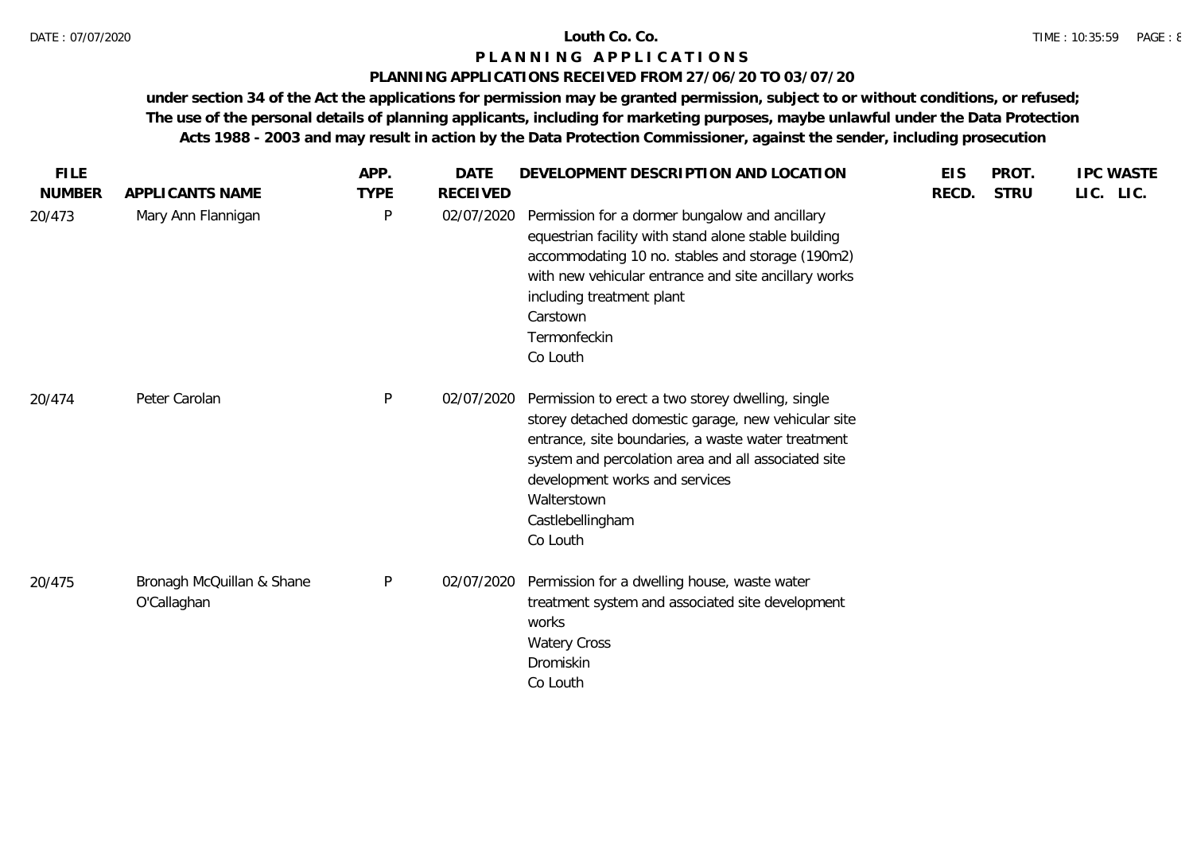# Louth Co. Co.

## P L A N N I N G   A P P L I C A T I O N S

### PLANNING APPLICATIONS RECEIVED FROM 27/06/20 TO 03/07/20

**under section 34 of the Act the applications for permission may be granted permission, subject to or without conditions, or refused; The use of the personal details of planning applicants, including for marketing purposes, maybe unlawful under the Data Protection Acts 1988 - 2003 and may result in action by the Data Protection Commissioner, against the sender, including prosecution**

| FILE NUMBER | APPLICANTS NAME | APP. TYPE | DATE RECEIVED | DEVELOPMENT DESCRIPTION AND LOCATION | EIS RECD. | PROT. STRU | IPC LIC. | WASTE LIC. |
|---|---|---|---|---|---|---|---|---|
| 20/473 | Mary Ann Flannigan | P | 02/07/2020 | Permission for a dormer bungalow and ancillary equestrian facility with stand alone stable building accommodating 10 no. stables and storage (190m2) with new vehicular entrance and site ancillary works including treatment plant<br>Carstown<br>Termonfeckin<br>Co Louth | | | | |
| 20/474 | Peter Carolan | P | 02/07/2020 | Permission to erect a two storey dwelling, single storey detached domestic garage, new vehicular site entrance, site boundaries, a waste water treatment system and percolation area and all associated site development works and services<br>Walterstown<br>Castlebellingham<br>Co Louth | | | | |
| 20/475 | Bronagh McQuillan & Shane O'Callaghan | P | 02/07/2020 | Permission for a dwelling house, waste water treatment system and associated site development works<br>Watery Cross<br>Dromiskin<br>Co Louth | | | | |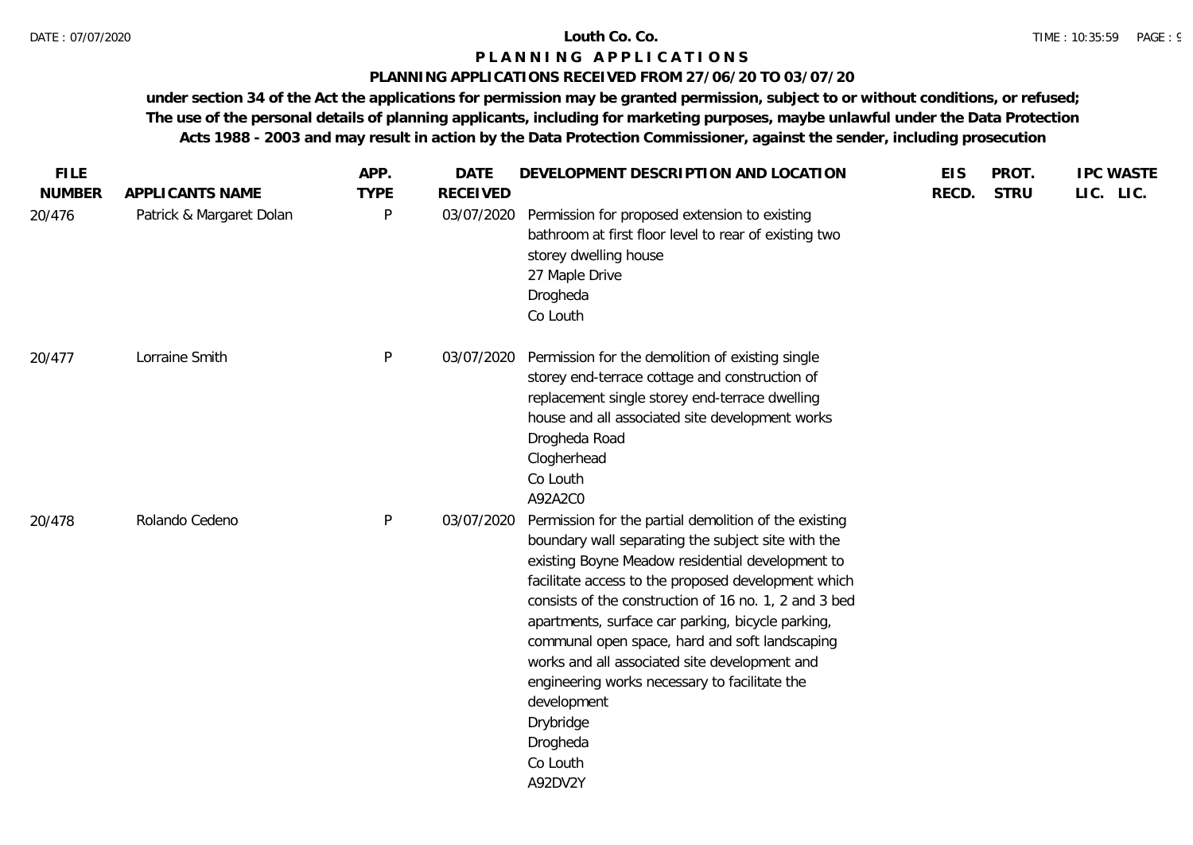**Louth Co. Co.**

**P L A N N I N G   A P P L I C A T I O N S**

**PLANNING APPLICATIONS RECEIVED FROM 27/06/20 TO 03/07/20**

**under section 34 of the Act the applications for permission may be granted permission, subject to or without conditions, or refused; The use of the personal details of planning applicants, including for marketing purposes, maybe unlawful under the Data Protection Acts 1988 - 2003 and may result in action by the Data Protection Commissioner, against the sender, including prosecution**

| FILE NUMBER | APPLICANTS NAME | APP. TYPE | DATE RECEIVED | DEVELOPMENT DESCRIPTION AND LOCATION | EIS RECD. | PROT. STRU | IPC LIC. | WASTE LIC. |
|---|---|---|---|---|---|---|---|---|
| 20/476 | Patrick & Margaret Dolan | P | 03/07/2020 | Permission for proposed extension to existing bathroom at first floor level to rear of existing two storey dwelling house<br>27 Maple Drive<br>Drogheda<br>Co Louth | | | | |
| 20/477 | Lorraine Smith | P | 03/07/2020 | Permission for the demolition of existing single storey end-terrace cottage and construction of replacement single storey end-terrace dwelling house and all associated site development works<br>Drogheda Road<br>Clogherhead<br>Co Louth<br>A92A2C0 | | | | |
| 20/478 | Rolando Cedeno | P | 03/07/2020 | Permission for the partial demolition of the existing boundary wall separating the subject site with the existing Boyne Meadow residential development to facilitate access to the proposed development which consists of the construction of 16 no. 1, 2 and 3 bed apartments, surface car parking, bicycle parking, communal open space, hard and soft landscaping works and all associated site development and engineering works necessary to facilitate the development<br>Drybridge<br>Drogheda<br>Co Louth<br>A92DV2Y | | | | |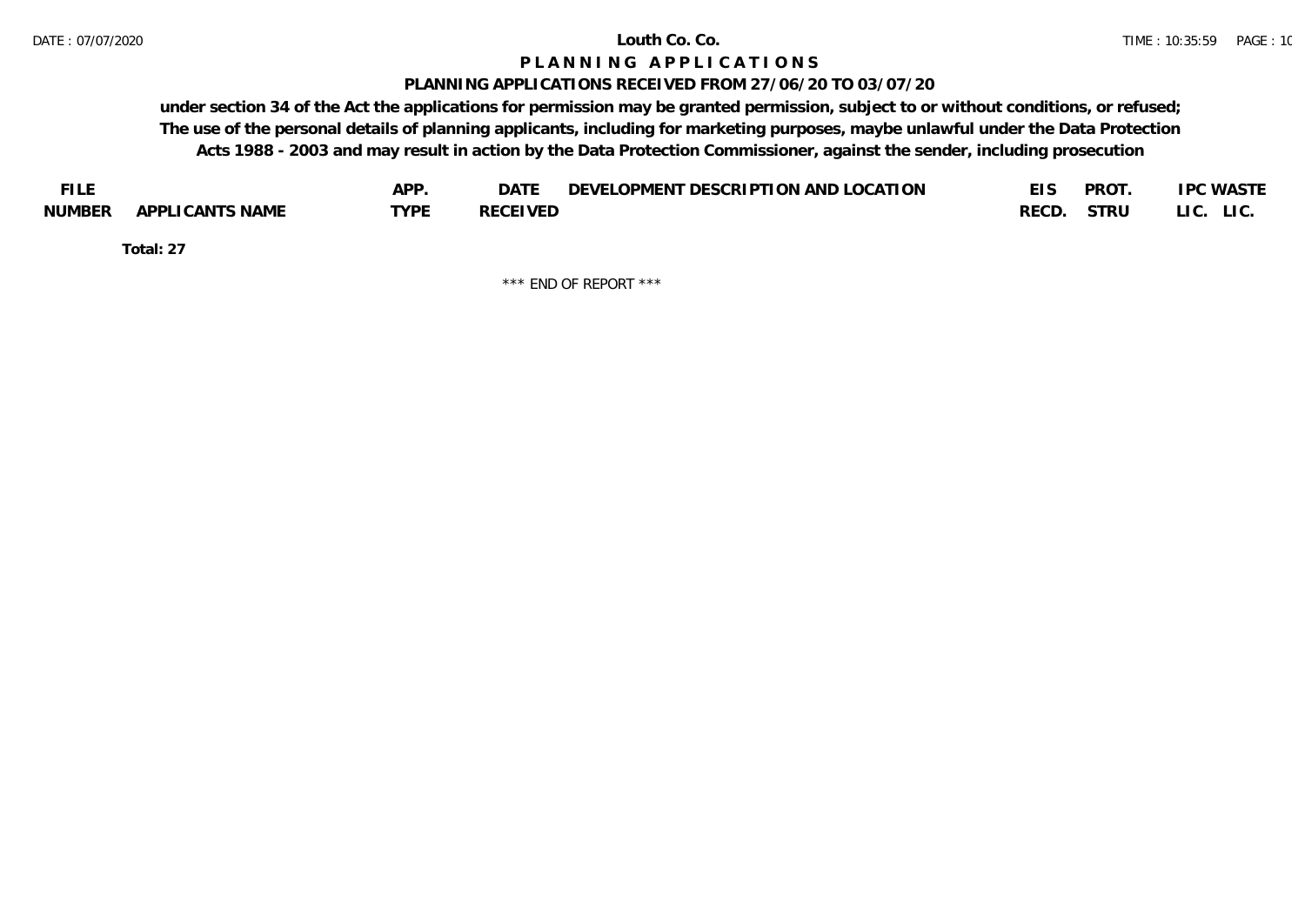**Louth Co. Co.**

# P L A N N I N G   A P P L I C A T I O N S

## PLANNING APPLICATIONS RECEIVED FROM 27/06/20 TO 03/07/20

**under section 34 of the Act the applications for permission may be granted permission, subject to or without conditions, or refused; The use of the personal details of planning applicants, including for marketing purposes, maybe unlawful under the Data Protection Acts 1988 - 2003 and may result in action by the Data Protection Commissioner, against the sender, including prosecution**

| FILE NUMBER | APPLICANTS NAME | APP. TYPE | DATE RECEIVED | DEVELOPMENT DESCRIPTION AND LOCATION | EIS RECD. | PROT. STRU | IPC LIC. | WASTE LIC. |
|---|---|---|---|---|---|---|---|---|

**Total: 27**

\*\*\* END OF REPORT \*\*\*